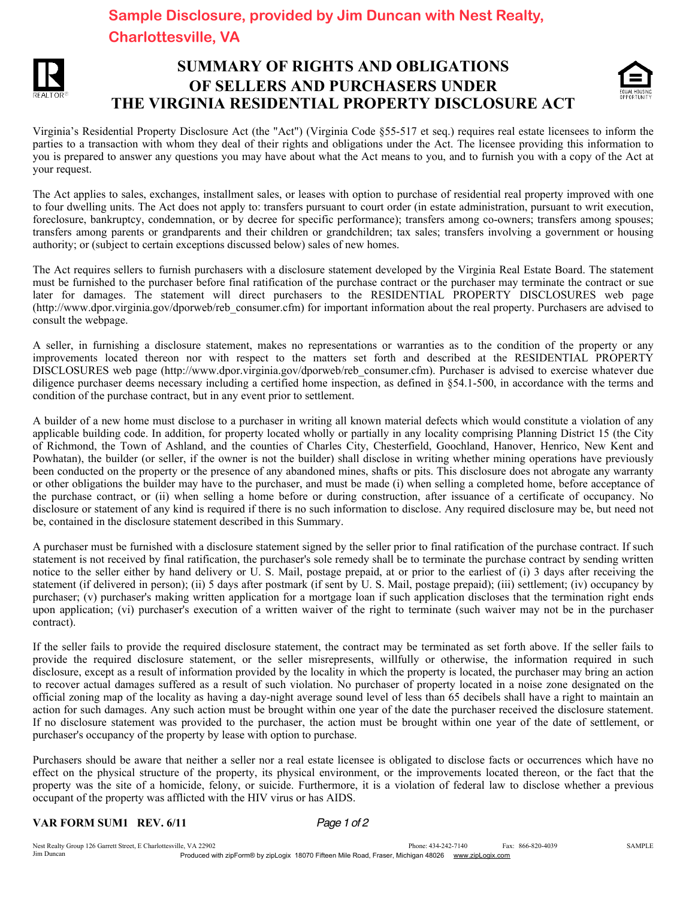**Sample Disclosure, provided by Jim Duncan with Nest Realty, Charlottesville, VA**

# SUMMARY OF RIGHTS AND OBLIGATIONS OF SELLERS AND PURCHASERS UNDER THE VIRGINIA RESIDENTIAL PROPERTY DISCLOSURE ACT

Virginia's Residential Property Disclosure Act (the "Act") (Virginia Code §55-517 et seq.) requires real estate licensees to inform the parties to a transaction with whom they deal of their rights and obligations under the Act. The licensee providing this information to you is prepared to answer any questions you may have about what the Act means to you, and to furnish you with a copy of the Act at your request.

The Act applies to sales, exchanges, installment sales, or leases with option to purchase of residential real property improved with one to four dwelling units. The Act does not apply to: transfers pursuant to court order (in estate administration, pursuant to writ execution, foreclosure, bankruptcy, condemnation, or by decree for specific performance); transfers among co-owners; transfers among spouses; transfers among parents or grandparents and their children or grandchildren; tax sales; transfers involving a government or housing authority; or (subject to certain exceptions discussed below) sales of new homes.

The Act requires sellers to furnish purchasers with a disclosure statement developed by the Virginia Real Estate Board. The statement must be furnished to the purchaser before final ratification of the purchase contract or the purchaser may terminate the contract or sue later for damages. The statement will direct purchasers to the RESIDENTIAL PROPERTY DISCLOSURES web page (http://www.dpor.virginia.gov/dporweb/reb_consumer.cfm) for important information about the real property. Purchasers are advised to consult the webpage.

A seller, in furnishing a disclosure statement, makes no representations or warranties as to the condition of the property or any improvements located thereon nor with respect to the matters set forth and described at the RESIDENTIAL PROPERTY DISCLOSURES web page (http://www.dpor.virginia.gov/dporweb/reb_consumer.cfm). Purchaser is advised to exercise whatever due diligence purchaser deems necessary including a certified home inspection, as defined in §54.1-500, in accordance with the terms and condition of the purchase contract, but in any event prior to settlement.

A builder of a new home must disclose to a purchaser in writing all known material defects which would constitute a violation of any applicable building code. In addition, for property located wholly or partially in any locality comprising Planning District 15 (the City of Richmond, the Town of Ashland, and the counties of Charles City, Chesterfield, Goochland, Hanover, Henrico, New Kent and Powhatan), the builder (or seller, if the owner is not the builder) shall disclose in writing whether mining operations have previously been conducted on the property or the presence of any abandoned mines, shafts or pits. This disclosure does not abrogate any warranty or other obligations the builder may have to the purchaser, and must be made (i) when selling a completed home, before acceptance of the purchase contract, or (ii) when selling a home before or during construction, after issuance of a certificate of occupancy. No disclosure or statement of any kind is required if there is no such information to disclose. Any required disclosure may be, but need not be, contained in the disclosure statement described in this Summary.

A purchaser must be furnished with a disclosure statement signed by the seller prior to final ratification of the purchase contract. If such statement is not received by final ratification, the purchaser's sole remedy shall be to terminate the purchase contract by sending written notice to the seller either by hand delivery or U. S. Mail, postage prepaid, at or prior to the earliest of (i) 3 days after receiving the statement (if delivered in person); (ii) 5 days after postmark (if sent by U. S. Mail, postage prepaid); (iii) settlement; (iv) occupancy by purchaser; (v) purchaser's making written application for a mortgage loan if such application discloses that the termination right ends upon application; (vi) purchaser's execution of a written waiver of the right to terminate (such waiver may not be in the purchaser contract).

If the seller fails to provide the required disclosure statement, the contract may be terminated as set forth above. If the seller fails to provide the required disclosure statement, or the seller misrepresents, willfully or otherwise, the information required in such disclosure, except as a result of information provided by the locality in which the property is located, the purchaser may bring an action to recover actual damages suffered as a result of such violation. No purchaser of property located in a noise zone designated on the official zoning map of the locality as having a day-night average sound level of less than 65 decibels shall have a right to maintain an action for such damages. Any such action must be brought within one year of the date the purchaser received the disclosure statement. If no disclosure statement was provided to the purchaser, the action must be brought within one year of the date of settlement, or purchaser's occupancy of the property by lease with option to purchase.

Purchasers should be aware that neither a seller nor a real estate licensee is obligated to disclose facts or occurrences which have no effect on the physical structure of the property, its physical environment, or the improvements located thereon, or the fact that the property was the site of a homicide, felony, or suicide. Furthermore, it is a violation of federal law to disclose whether a previous occupant of the property was afflicted with the HIV virus or has AIDS.

**VAR FORM SUM1 REV. 6/11**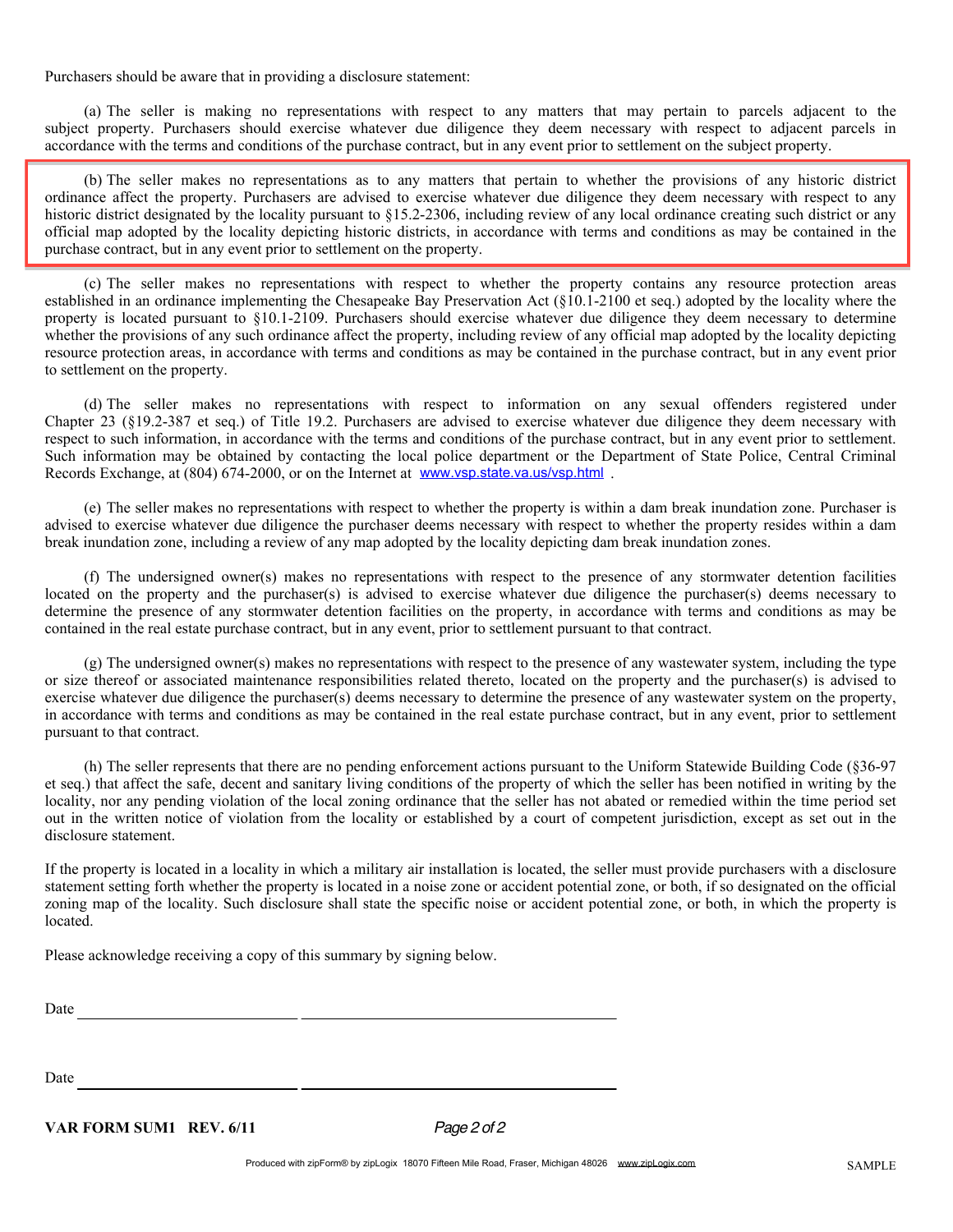Purchasers should be aware that in providing a disclosure statement:

(a) The seller is making no representations with respect to any matters that may pertain to parcels adjacent to the subject property. Purchasers should exercise whatever due diligence they deem necessary with respect to adjacent parcels in accordance with the terms and conditions of the purchase contract, but in any event prior to settlement on the subject property.

(b) The seller makes no representations as to any matters that pertain to whether the provisions of any historic district ordinance affect the property. Purchasers are advised to exercise whatever due diligence they deem necessary with respect to any historic district designated by the locality pursuant to §15.2-2306, including review of any local ordinance creating such district or any official map adopted by the locality depicting historic districts, in accordance with terms and conditions as may be contained in the purchase contract, but in any event prior to settlement on the property.

(c) The seller makes no representations with respect to whether the property contains any resource protection areas established in an ordinance implementing the Chesapeake Bay Preservation Act (§10.1-2100 et seq.) adopted by the locality where the property is located pursuant to §10.1-2109. Purchasers should exercise whatever due diligence they deem necessary to determine whether the provisions of any such ordinance affect the property, including review of any official map adopted by the locality depicting resource protection areas, in accordance with terms and conditions as may be contained in the purchase contract, but in any event prior to settlement on the property.

(d) The seller makes no representations with respect to information on any sexual offenders registered under Chapter 23 (§19.2-387 et seq.) of Title 19.2. Purchasers are advised to exercise whatever due diligence they deem necessary with respect to such information, in accordance with the terms and conditions of the purchase contract, but in any event prior to settlement. Such information may be obtained by contacting the local police department or the Department of State Police, Central Criminal Records Exchange, at (804) 674-2000, or on the Internet at www.vsp.state.va.us/vsp.html .

(e) The seller makes no representations with respect to whether the property is within a dam break inundation zone. Purchaser is advised to exercise whatever due diligence the purchaser deems necessary with respect to whether the property resides within a dam break inundation zone, including a review of any map adopted by the locality depicting dam break inundation zones.

(f) The undersigned owner(s) makes no representations with respect to the presence of any stormwater detention facilities located on the property and the purchaser(s) is advised to exercise whatever due diligence the purchaser(s) deems necessary to determine the presence of any stormwater detention facilities on the property, in accordance with terms and conditions as may be contained in the real estate purchase contract, but in any event, prior to settlement pursuant to that contract.

(g) The undersigned owner(s) makes no representations with respect to the presence of any wastewater system, including the type or size thereof or associated maintenance responsibilities related thereto, located on the property and the purchaser(s) is advised to exercise whatever due diligence the purchaser(s) deems necessary to determine the presence of any wastewater system on the property, in accordance with terms and conditions as may be contained in the real estate purchase contract, but in any event, prior to settlement pursuant to that contract.

(h) The seller represents that there are no pending enforcement actions pursuant to the Uniform Statewide Building Code (§36-97 et seq.) that affect the safe, decent and sanitary living conditions of the property of which the seller has been notified in writing by the locality, nor any pending violation of the local zoning ordinance that the seller has not abated or remedied within the time period set out in the written notice of violation from the locality or established by a court of competent jurisdiction, except as set out in the disclosure statement.

If the property is located in a locality in which a military air installation is located, the seller must provide purchasers with a disclosure statement setting forth whether the property is located in a noise zone or accident potential zone, or both, if so designated on the official zoning map of the locality. Such disclosure shall state the specific noise or accident potential zone, or both, in which the property is located.

Please acknowledge receiving a copy of this summary by signing below.

Date ______________________ ________________________________

Date ______________________ ________________________________

**VAR FORM SUM1 REV. 6/11**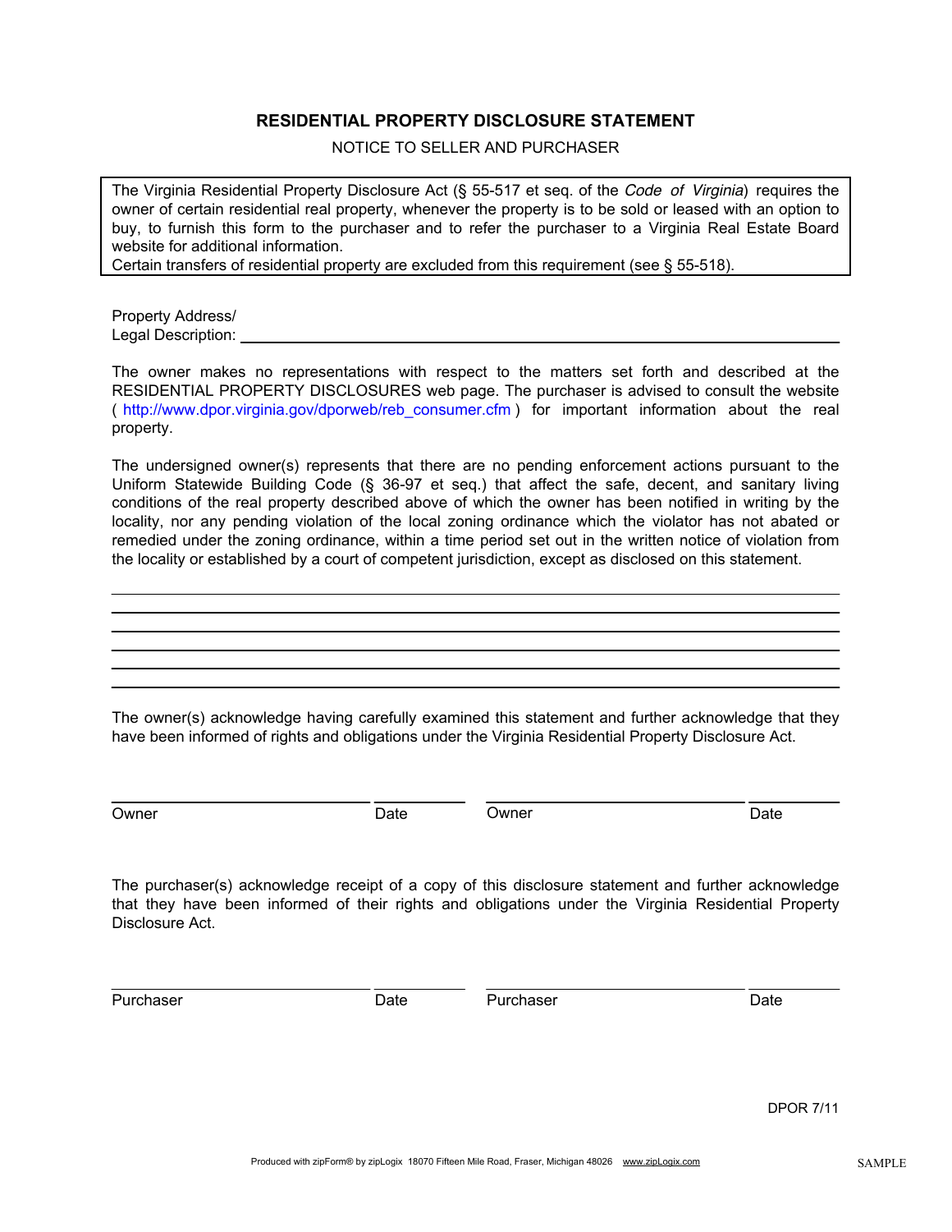# RESIDENTIAL PROPERTY DISCLOSURE STATEMENT

NOTICE TO SELLER AND PURCHASER

The Virginia Residential Property Disclosure Act (§ 55-517 et seq. of the *Code of Virginia*) requires the owner of certain residential real property, whenever the property is to be sold or leased with an option to buy, to furnish this form to the purchaser and to refer the purchaser to a Virginia Real Estate Board website for additional information.
Certain transfers of residential property are excluded from this requirement (see § 55-518).

Property Address/
Legal Description: ____________________________________________

The owner makes no representations with respect to the matters set forth and described at the RESIDENTIAL PROPERTY DISCLOSURES web page. The purchaser is advised to consult the website ( http://www.dpor.virginia.gov/dporweb/reb_consumer.cfm ) for important information about the real property.

The undersigned owner(s) represents that there are no pending enforcement actions pursuant to the Uniform Statewide Building Code (§ 36-97 et seq.) that affect the safe, decent, and sanitary living conditions of the real property described above of which the owner has been notified in writing by the locality, nor any pending violation of the local zoning ordinance which the violator has not abated or remedied under the zoning ordinance, within a time period set out in the written notice of violation from the locality or established by a court of competent jurisdiction, except as disclosed on this statement.

____________________________________________
____________________________________________
____________________________________________
____________________________________________
____________________________________________
____________________________________________

The owner(s) acknowledge having carefully examined this statement and further acknowledge that they have been informed of rights and obligations under the Virginia Residential Property Disclosure Act.

| | | | |
|---|---|---|---|
| Owner | Date | Owner | Date |

The purchaser(s) acknowledge receipt of a copy of this disclosure statement and further acknowledge that they have been informed of their rights and obligations under the Virginia Residential Property Disclosure Act.

| | | | |
|---|---|---|---|
| Purchaser | Date | Purchaser | Date |

DPOR 7/11